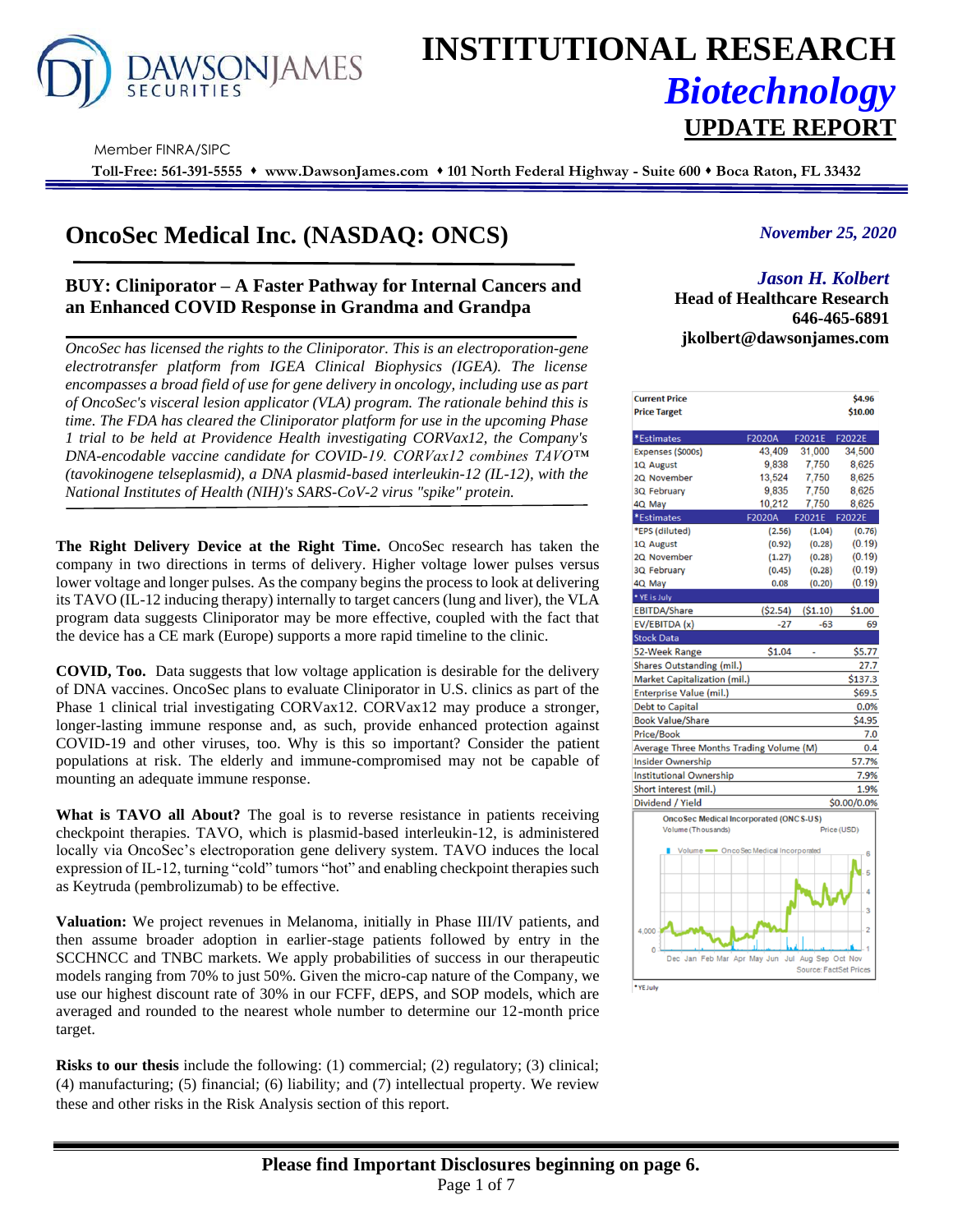# INSTITUTIONAL RESEARCH

## *Biotechnology*

## UPDATE REPORT

Member FINRA/SIPC

**Toll-Free: 561-391-5555 ♦ www.DawsonJames.com ♦ 101 North Federal Highway - Suite 600 ♦ Boca Raton, FL 33432**

# OncoSec Medical Inc. (NASDAQ: ONCS)

*November 25, 2020*

### BUY: Cliniporator – A Faster Pathway for Internal Cancers and an Enhanced COVID Response in Grandma and Grandpa

***Jason H. Kolbert***
**Head of Healthcare Research**
**646-465-6891**
**jkolbert@dawsonjames.com**

*OncoSec has licensed the rights to the Cliniporator. This is an electroporation-gene electrotransfer platform from IGEA Clinical Biophysics (IGEA). The license encompasses a broad field of use for gene delivery in oncology, including use as part of OncoSec's visceral lesion applicator (VLA) program. The rationale behind this is time. The FDA has cleared the Cliniporator platform for use in the upcoming Phase 1 trial to be held at Providence Health investigating CORVax12, the Company's DNA-encodable vaccine candidate for COVID-19. CORVax12 combines TAVO™ (tavokinogene telseplasmid), a DNA plasmid-based interleukin-12 (IL-12), with the National Institutes of Health (NIH)'s SARS-CoV-2 virus "spike" protein.*

**The Right Delivery Device at the Right Time.** OncoSec research has taken the company in two directions in terms of delivery. Higher voltage lower pulses versus lower voltage and longer pulses. As the company begins the process to look at delivering its TAVO (IL-12 inducing therapy) internally to target cancers (lung and liver), the VLA program data suggests Cliniporator may be more effective, coupled with the fact that the device has a CE mark (Europe) supports a more rapid timeline to the clinic.

**COVID, Too.** Data suggests that low voltage application is desirable for the delivery of DNA vaccines. OncoSec plans to evaluate Cliniporator in U.S. clinics as part of the Phase 1 clinical trial investigating CORVax12. CORVax12 may produce a stronger, longer-lasting immune response and, as such, provide enhanced protection against COVID-19 and other viruses, too. Why is this so important? Consider the patient populations at risk. The elderly and immune-compromised may not be capable of mounting an adequate immune response.

**What is TAVO all About?** The goal is to reverse resistance in patients receiving checkpoint therapies. TAVO, which is plasmid-based interleukin-12, is administered locally via OncoSec's electroporation gene delivery system. TAVO induces the local expression of IL-12, turning "cold" tumors "hot" and enabling checkpoint therapies such as Keytruda (pembrolizumab) to be effective.

**Valuation:** We project revenues in Melanoma, initially in Phase III/IV patients, and then assume broader adoption in earlier-stage patients followed by entry in the SCCHNCC and TNBC markets. We apply probabilities of success in our therapeutic models ranging from 70% to just 50%. Given the micro-cap nature of the Company, we use our highest discount rate of 30% in our FCFF, dEPS, and SOP models, which are averaged and rounded to the nearest whole number to determine our 12-month price target.

**Risks to our thesis** include the following: (1) commercial; (2) regulatory; (3) clinical; (4) manufacturing; (5) financial; (6) liability; and (7) intellectual property. We review these and other risks in the Risk Analysis section of this report.

| Current Price | | | $4.96 |
|---|---|---|---|
| Price Target | | | $10.00 |
| *Estimates | F2020A | F2021E | F2022E |
| Expenses ($000s) | 43,409 | 31,000 | 34,500 |
| 1Q August | 9,838 | 7,750 | 8,625 |
| 2Q November | 13,524 | 7,750 | 8,625 |
| 3Q February | 9,835 | 7,750 | 8,625 |
| 4Q May | 10,212 | 7,750 | 8,625 |
| *Estimates | F2020A | F2021E | F2022E |
| *EPS (diluted) | (2.56) | (1.04) | (0.76) |
| 1Q August | (0.92) | (0.28) | (0.19) |
| 2Q November | (1.27) | (0.28) | (0.19) |
| 3Q February | (0.45) | (0.28) | (0.19) |
| 4Q May | 0.08 | (0.20) | (0.19) |
| * YE is July | | | |
| EBITDA/Share | ($2.54) | ($1.10) | $1.00 |
| EV/EBITDA (x) | -27 | -63 | 69 |
| Stock Data | | | |
| 52-Week Range | $1.04 | - | $5.77 |
| Shares Outstanding (mil.) | | | 27.7 |
| Market Capitalization (mil.) | | | $137.3 |
| Enterprise Value (mil.) | | | $69.5 |
| Debt to Capital | | | 0.0% |
| Book Value/Share | | | $4.95 |
| Price/Book | | | 7.0 |
| Average Three Months Trading Volume (M) | | | 0.4 |
| Insider Ownership | | | 57.7% |
| Institutional Ownership | | | 7.9% |
| Short interest (mil.) | | | 1.9% |
| Dividend / Yield | | | $0.00/0.0% |

OncoSec Medical Incorporated (ONCS-US)
Volume (Thousands) — Price (USD)
Source: FactSet Prices

*YE July

**Please find Important Disclosures beginning on page 6.**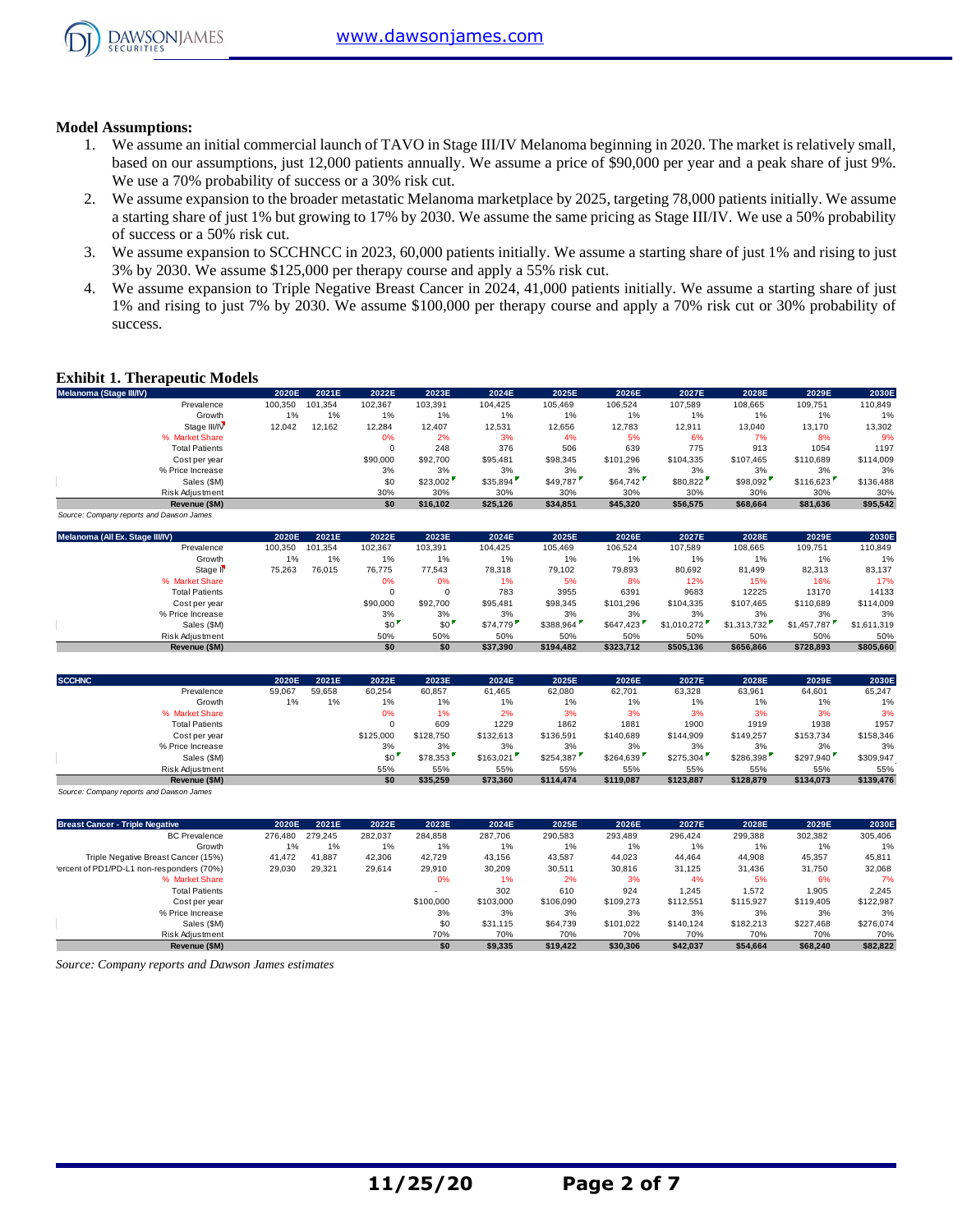**Model Assumptions:**

1. We assume an initial commercial launch of TAVO in Stage III/IV Melanoma beginning in 2020. The market is relatively small, based on our assumptions, just 12,000 patients annually. We assume a price of $90,000 per year and a peak share of just 9%. We use a 70% probability of success or a 30% risk cut.
2. We assume expansion to the broader metastatic Melanoma marketplace by 2025, targeting 78,000 patients initially. We assume a starting share of just 1% but growing to 17% by 2030. We assume the same pricing as Stage III/IV. We use a 50% probability of success or a 50% risk cut.
3. We assume expansion to SCCHNCC in 2023, 60,000 patients initially. We assume a starting share of just 1% and rising to just 3% by 2030. We assume $125,000 per therapy course and apply a 55% risk cut.
4. We assume expansion to Triple Negative Breast Cancer in 2024, 41,000 patients initially. We assume a starting share of just 1% and rising to just 7% by 2030. We assume $100,000 per therapy course and apply a 70% risk cut or 30% probability of success.

**Exhibit 1. Therapeutic Models**

| Melanoma (Stage III/IV) | 2020E | 2021E | 2022E | 2023E | 2024E | 2025E | 2026E | 2027E | 2028E | 2029E | 2030E |
|---|---|---|---|---|---|---|---|---|---|---|---|
| Prevalence | 100,350 | 101,354 | 102,367 | 103,391 | 104,425 | 105,469 | 106,524 | 107,589 | 108,665 | 109,751 | 110,849 |
| Growth | 1% | 1% | 1% | 1% | 1% | 1% | 1% | 1% | 1% | 1% | 1% |
| Stage III/IV | 12,042 | 12,162 | 12,284 | 12,407 | 12,531 | 12,656 | 12,783 | 12,911 | 13,040 | 13,170 | 13,302 |
| % Market Share | | | 0% | 2% | 3% | 4% | 5% | 6% | 7% | 8% | 9% |
| Total Patients | | | 0 | 248 | 376 | 506 | 639 | 775 | 913 | 1054 | 1197 |
| Cost per year | | | $90,000 | $92,700 | $95,481 | $98,345 | $101,296 | $104,335 | $107,465 | $110,689 | $114,009 |
| % Price Increase | | | 3% | 3% | 3% | 3% | 3% | 3% | 3% | 3% | 3% |
| Sales ($M) | | | $0 | $23,002 | $35,894 | $49,787 | $64,742 | $80,822 | $98,092 | $116,623 | $136,488 |
| Risk Adjustment | | | 30% | 30% | 30% | 30% | 30% | 30% | 30% | 30% | 30% |
| **Revenue ($M)** | | | **$0** | **$16,102** | **$25,126** | **$34,851** | **$45,320** | **$56,575** | **$68,664** | **$81,636** | **$95,542** |

*Source: Company reports and Dawson James*

| Melanoma (All Ex. Stage III/IV) | 2020E | 2021E | 2022E | 2023E | 2024E | 2025E | 2026E | 2027E | 2028E | 2029E | 2030E |
|---|---|---|---|---|---|---|---|---|---|---|---|
| Prevalence | 100,350 | 101,354 | 102,367 | 103,391 | 104,425 | 105,469 | 106,524 | 107,589 | 108,665 | 109,751 | 110,849 |
| Growth | 1% | 1% | 1% | 1% | 1% | 1% | 1% | 1% | 1% | 1% | 1% |
| Stage II | 75,263 | 76,015 | 76,775 | 77,543 | 78,318 | 79,102 | 79,893 | 80,692 | 81,499 | 82,313 | 83,137 |
| % Market Share | | | 0% | 0% | 1% | 5% | 8% | 12% | 15% | 16% | 17% |
| Total Patients | | | 0 | 0 | 783 | 3955 | 6391 | 9683 | 12225 | 13170 | 14133 |
| Cost per year | | | $90,000 | $92,700 | $95,481 | $98,345 | $101,296 | $104,335 | $107,465 | $110,689 | $114,009 |
| % Price Increase | | | 3% | 3% | 3% | 3% | 3% | 3% | 3% | 3% | 3% |
| Sales ($M) | | | $0 | $0 | $74,779 | $388,964 | $647,423 | $1,010,272 | $1,313,732 | $1,457,787 | $1,611,319 |
| Risk Adjustment | | | 50% | 50% | 50% | 50% | 50% | 50% | 50% | 50% | 50% |
| **Revenue ($M)** | | | **$0** | **$0** | **$37,390** | **$194,482** | **$323,712** | **$505,136** | **$656,866** | **$728,893** | **$805,660** |

| SCCHNC | 2020E | 2021E | 2022E | 2023E | 2024E | 2025E | 2026E | 2027E | 2028E | 2029E | 2030E |
|---|---|---|---|---|---|---|---|---|---|---|---|
| Prevalence | 59,067 | 59,658 | 60,254 | 60,857 | 61,465 | 62,080 | 62,701 | 63,328 | 63,961 | 64,601 | 65,247 |
| Growth | 1% | 1% | 1% | 1% | 1% | 1% | 1% | 1% | 1% | 1% | 1% |
| % Market Share | | | 0% | 1% | 2% | 3% | 3% | 3% | 3% | 3% | 3% |
| Total Patients | | | 0 | 609 | 1229 | 1862 | 1881 | 1900 | 1919 | 1938 | 1957 |
| Cost per year | | | $125,000 | $128,750 | $132,613 | $136,591 | $140,689 | $144,909 | $149,257 | $153,734 | $158,346 |
| % Price Increase | | | 3% | 3% | 3% | 3% | 3% | 3% | 3% | 3% | 3% |
| Sales ($M) | | | $0 | $78,353 | $163,021 | $254,387 | $264,639 | $275,304 | $286,398 | $297,940 | $309,947 |
| Risk Adjustment | | | 55% | 55% | 55% | 55% | 55% | 55% | 55% | 55% | 55% |
| **Revenue ($M)** | | | **$0** | **$35,259** | **$73,360** | **$114,474** | **$119,087** | **$123,887** | **$128,879** | **$134,073** | **$139,476** |

*Source: Company reports and Dawson James*

| Breast Cancer - Triple Negative | 2020E | 2021E | 2022E | 2023E | 2024E | 2025E | 2026E | 2027E | 2028E | 2029E | 2030E |
|---|---|---|---|---|---|---|---|---|---|---|---|
| BC Prevalence | 276,480 | 279,245 | 282,037 | 284,858 | 287,706 | 290,583 | 293,489 | 296,424 | 299,388 | 302,382 | 305,406 |
| Growth | 1% | 1% | 1% | 1% | 1% | 1% | 1% | 1% | 1% | 1% | 1% |
| Triple Negative Breast Cancer (15%) | 41,472 | 41,887 | 42,306 | 42,729 | 43,156 | 43,587 | 44,023 | 44,464 | 44,908 | 45,357 | 45,811 |
| Percent of PD1/PD-L1 non-responders (70%) | 29,030 | 29,321 | 29,614 | 29,910 | 30,209 | 30,511 | 30,816 | 31,125 | 31,436 | 31,750 | 32,068 |
| % Market Share | | | | 0% | 1% | 2% | 3% | 4% | 5% | 6% | 7% |
| Total Patients | | | | - | 302 | 610 | 924 | 1,245 | 1,572 | 1,905 | 2,245 |
| Cost per year | | | | $100,000 | $103,000 | $106,090 | $109,273 | $112,551 | $115,927 | $119,405 | $122,987 |
| % Price Increase | | | | 3% | 3% | 3% | 3% | 3% | 3% | 3% | 3% |
| Sales ($M) | | | | $0 | $31,115 | $64,739 | $101,022 | $140,124 | $182,213 | $227,468 | $276,074 |
| Risk Adjustment | | | | 70% | 70% | 70% | 70% | 70% | 70% | 70% | 70% |
| **Revenue ($M)** | | | | **$0** | **$9,335** | **$19,422** | **$30,306** | **$42,037** | **$54,664** | **$68,240** | **$82,822** |

*Source: Company reports and Dawson James estimates*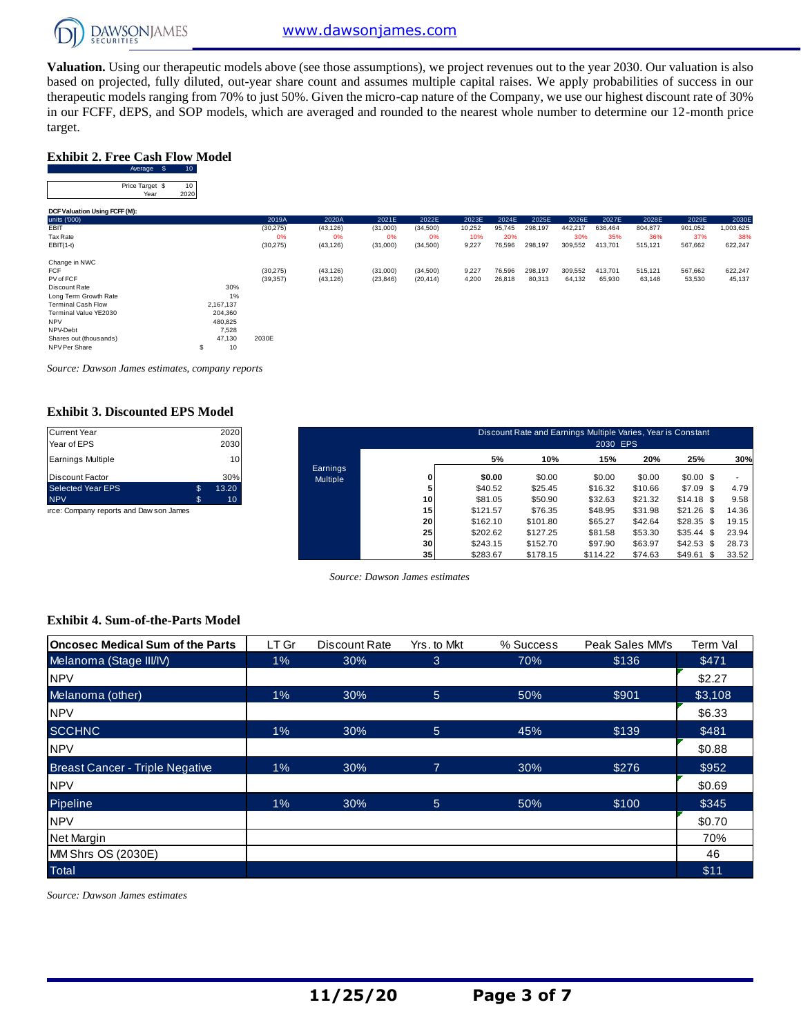**Valuation.** Using our therapeutic models above (see those assumptions), we project revenues out to the year 2030. Our valuation is also based on projected, fully diluted, out-year share count and assumes multiple capital raises. We apply probabilities of success in our therapeutic models ranging from 70% to just 50%. Given the micro-cap nature of the Company, we use our highest discount rate of 30% in our FCFF, dEPS, and SOP models, which are averaged and rounded to the nearest whole number to determine our 12-month price target.

### Exhibit 2. Free Cash Flow Model

| Average | $ | 10 |
|---|---|---|

| Price Target | $ | 10 |
|---|---|---|
| Year | | 2020 |

**DCF Valuation Using FCFF (M):**

| units ('000) | | | 2019A | 2020A | 2021E | 2022E | 2023E | 2024E | 2025E | 2026E | 2027E | 2028E | 2029E | 2030E |
|---|---|---|---|---|---|---|---|---|---|---|---|---|---|---|
| EBIT | | | (30,275) | (43,126) | (31,000) | (34,500) | 10,252 | 95,745 | 298,197 | 442,217 | 636,464 | 804,877 | 901,052 | 1,003,625 |
| Tax Rate | | | 0% | 0% | 0% | 0% | 10% | 20% | | 30% | 35% | 36% | 37% | 38% |
| EBIT(1-t) | | | (30,275) | (43,126) | (31,000) | (34,500) | 9,227 | 76,596 | 298,197 | 309,552 | 413,701 | 515,121 | 567,662 | 622,247 |
| | | | | | | | | | | | | | | |
| Change in NWC | | | | | | | | | | | | | | |
| FCF | | | (30,275) | (43,126) | (31,000) | (34,500) | 9,227 | 76,596 | 298,197 | 309,552 | 413,701 | 515,121 | 567,662 | 622,247 |
| PV of FCF | | | (39,357) | (43,126) | (23,846) | (20,414) | 4,200 | 26,818 | 80,313 | 64,132 | 65,930 | 63,148 | 53,530 | 45,137 |
| Discount Rate | | 30% | | | | | | | | | | | | |
| Long Term Growth Rate | | 1% | | | | | | | | | | | | |
| Terminal Cash Flow | | 2,167,137 | | | | | | | | | | | | |
| Terminal Value YE2030 | | 204,360 | | | | | | | | | | | | |
| NPV | | 480,825 | | | | | | | | | | | | |
| NPV-Debt | | 7,528 | | | | | | | | | | | | |
| Shares out (thousands) | | 47,130 | 2030E | | | | | | | | | | | |
| NPV Per Share | $ | 10 | | | | | | | | | | | | |

*Source: Dawson James estimates, company reports*

### Exhibit 3. Discounted EPS Model

| | | |
|---|---|---|
| Current Year | | 2020 |
| Year of EPS | | 2030 |
| Earnings Multiple | | 10 |
| Discount Factor | | 30% |
| Selected Year EPS | $ | 13.20 |
| NPV | $ | 10 |

Source: Company reports and Dawson James

| | | Discount Rate and Earnings Multiple Varies, Year is Constant | | | | | |
|---|---|---|---|---|---|---|---|
| | | 2030 EPS | | | | | |
| | | 5% | 10% | 15% | 20% | 25% | 30% |
| Earnings Multiple | 0 | $0.00 | $0.00 | $0.00 | $0.00 | $0.00 | $ - |
| | 5 | $40.52 | $25.45 | $16.32 | $10.66 | $7.09 | $ 4.79 |
| | 10 | $81.05 | $50.90 | $32.63 | $21.32 | $14.18 | $ 9.58 |
| | 15 | $121.57 | $76.35 | $48.95 | $31.98 | $21.26 | $ 14.36 |
| | 20 | $162.10 | $101.80 | $65.27 | $42.64 | $28.35 | $ 19.15 |
| | 25 | $202.62 | $127.25 | $81.58 | $53.30 | $35.44 | $ 23.94 |
| | 30 | $243.15 | $152.70 | $97.90 | $63.97 | $42.53 | $ 28.73 |
| | 35 | $283.67 | $178.15 | $114.22 | $74.63 | $49.61 | $ 33.52 |

*Source: Dawson James estimates*

### Exhibit 4. Sum-of-the-Parts Model

| Oncosec Medical Sum of the Parts | LT Gr | Discount Rate | Yrs. to Mkt | % Success | Peak Sales MM's | Term Val |
|---|---|---|---|---|---|---|
| Melanoma (Stage III/IV) | 1% | 30% | 3 | 70% | $136 | $471 |
| NPV | | | | | | $2.27 |
| Melanoma (other) | 1% | 30% | 5 | 50% | $901 | $3,108 |
| NPV | | | | | | $6.33 |
| SCCHNC | 1% | 30% | 5 | 45% | $139 | $481 |
| NPV | | | | | | $0.88 |
| Breast Cancer - Triple Negative | 1% | 30% | 7 | 30% | $276 | $952 |
| NPV | | | | | | $0.69 |
| Pipeline | 1% | 30% | 5 | 50% | $100 | $345 |
| NPV | | | | | | $0.70 |
| Net Margin | | | | | | 70% |
| MM Shrs OS (2030E) | | | | | | 46 |
| Total | | | | | | $11 |

*Source: Dawson James estimates*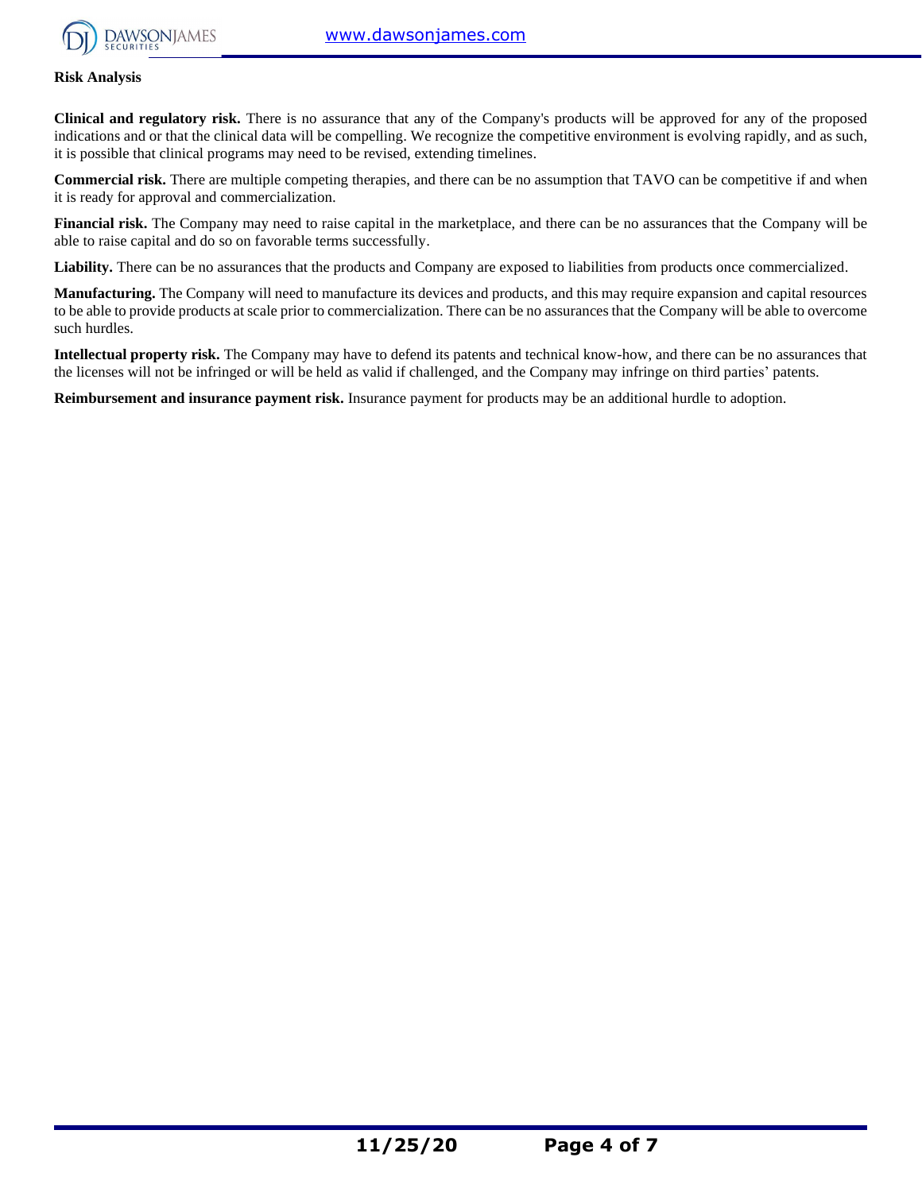**Risk Analysis**

**Clinical and regulatory risk.** There is no assurance that any of the Company's products will be approved for any of the proposed indications and or that the clinical data will be compelling. We recognize the competitive environment is evolving rapidly, and as such, it is possible that clinical programs may need to be revised, extending timelines.

**Commercial risk.** There are multiple competing therapies, and there can be no assumption that TAVO can be competitive if and when it is ready for approval and commercialization.

**Financial risk.** The Company may need to raise capital in the marketplace, and there can be no assurances that the Company will be able to raise capital and do so on favorable terms successfully.

**Liability.** There can be no assurances that the products and Company are exposed to liabilities from products once commercialized.

**Manufacturing.** The Company will need to manufacture its devices and products, and this may require expansion and capital resources to be able to provide products at scale prior to commercialization. There can be no assurances that the Company will be able to overcome such hurdles.

**Intellectual property risk.** The Company may have to defend its patents and technical know-how, and there can be no assurances that the licenses will not be infringed or will be held as valid if challenged, and the Company may infringe on third parties' patents.

**Reimbursement and insurance payment risk.** Insurance payment for products may be an additional hurdle to adoption.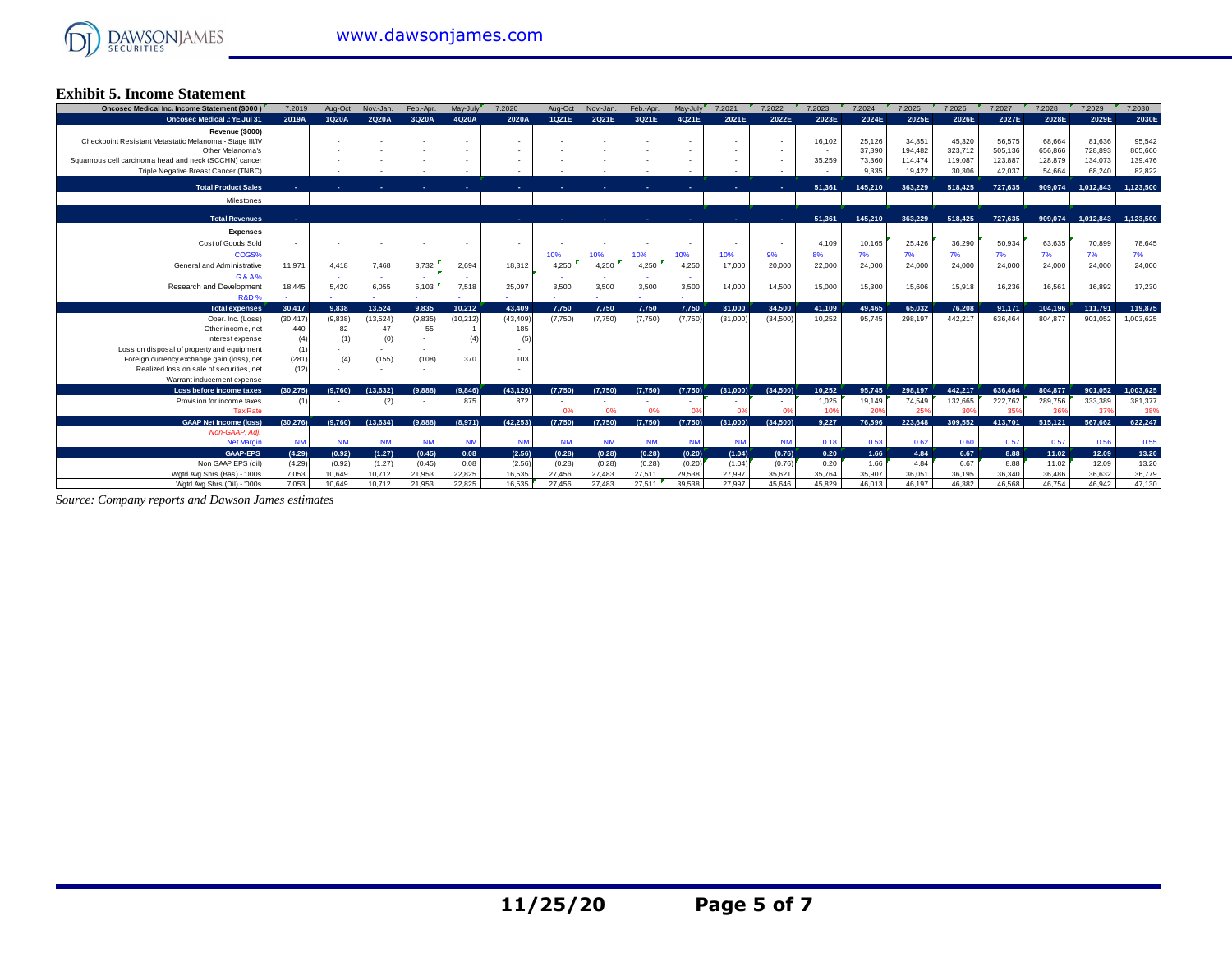## Exhibit 5. Income Statement

| Oncosec Medical Inc. Income Statement ($000) | 7.2019 | Aug-Oct | Nov.-Jan. | Feb.-Apr. | May-July | 7.2020 | Aug-Oct | Nov.-Jan. | Feb.-Apr. | May-July | 7.2021 | 7.2022 | 7.2023 | 7.2024 | 7.2025 | 7.2026 | 7.2027 | 7.2028 | 7.2029 | 7.2030 |
|---|---|---|---|---|---|---|---|---|---|---|---|---|---|---|---|---|---|---|---|---|
| **Oncosec Medical .: YE Jul 31** | **2019A** | **1Q20A** | **2Q20A** | **3Q20A** | **4Q20A** | **2020A** | **1Q21E** | **2Q21E** | **3Q21E** | **4Q21E** | **2021E** | **2022E** | **2023E** | **2024E** | **2025E** | **2026E** | **2027E** | **2028E** | **2029E** | **2030E** |
| **Revenue ($000)** | | | | | | | | | | | | | | | | | | | | |
| Checkpoint Resistant Metastatic Melanoma - Stage III/IV | | - | - | - | - | - | - | - | - | - | - | - | 16,102 | 25,126 | 34,851 | 45,320 | 56,575 | 68,664 | 81,636 | 95,542 |
| Other Melanoma's | | - | - | - | - | - | - | - | - | - | - | - | - | 37,390 | 194,482 | 323,712 | 505,136 | 656,866 | 728,893 | 805,660 |
| Squamous cell carcinoma head and neck (SCCHN) cancer | | - | - | - | - | - | - | - | - | - | - | - | 35,259 | 73,360 | 114,474 | 119,087 | 123,887 | 128,879 | 134,073 | 139,476 |
| Triple Negative Breast Cancer (TNBC) | | - | - | - | - | - | - | - | - | - | - | - | - | 9,335 | 19,422 | 30,306 | 42,037 | 54,664 | 68,240 | 82,822 |
| **Total Product Sales** | - | - | - | - | - | - | - | - | - | - | - | - | 51,361 | 145,210 | 363,229 | 518,425 | 727,635 | 909,074 | 1,012,843 | 1,123,500 |
| Milestones | | | | | | | | | | | | | | | | | | | | |
| **Total Revenues** | - | | | | | - | - | - | - | - | - | - | 51,361 | 145,210 | 363,229 | 518,425 | 727,635 | 909,074 | 1,012,843 | 1,123,500 |
| **Expenses** | | | | | | | | | | | | | | | | | | | | |
| Cost of Goods Sold | - | - | - | - | - | - | - | - | - | - | - | - | 4,109 | 10,165 | 25,426 | 36,290 | 50,934 | 63,635 | 70,899 | 78,645 |
| COGS% | | | | | | | 10% | 10% | 10% | 10% | 10% | 9% | 8% | 7% | 7% | 7% | 7% | 7% | 7% | 7% |
| General and Administrative | 11,971 | 4,418 | 7,468 | 3,732 | 2,694 | 18,312 | 4,250 | 4,250 | 4,250 | 4,250 | 17,000 | 20,000 | 22,000 | 24,000 | 24,000 | 24,000 | 24,000 | 24,000 | 24,000 | 24,000 |
| G & A% | | - | - | - | - | | - | - | - | - | | | | | | | | | | |
| Research and Development | 18,445 | 5,420 | 6,055 | 6,103 | 7,518 | 25,097 | 3,500 | 3,500 | 3,500 | 3,500 | 14,000 | 14,500 | 15,000 | 15,300 | 15,606 | 15,918 | 16,236 | 16,561 | 16,892 | 17,230 |
| R&D % | - | - | - | - | - | - | - | - | - | - | | | | | | | | | | |
| **Total expenses** | 30,417 | 9,838 | 13,524 | 9,835 | 10,212 | 43,409 | 7,750 | 7,750 | 7,750 | 7,750 | 31,000 | 34,500 | 41,109 | 49,465 | 65,032 | 76,208 | 91,171 | 104,196 | 111,791 | 119,875 |
| Oper. Inc. (Loss) | (30,417) | (9,838) | (13,524) | (9,835) | (10,212) | (43,409) | (7,750) | (7,750) | (7,750) | (7,750) | (31,000) | (34,500) | 10,252 | 95,745 | 298,197 | 442,217 | 636,464 | 804,877 | 901,052 | 1,003,625 |
| Other income, net | 440 | 82 | 47 | 55 | 1 | 185 | | | | | | | | | | | | | | |
| Interest expense | (4) | (1) | (0) | - | (4) | (5) | | | | | | | | | | | | | | |
| Loss on disposal of property and equipment | (1) | - | - | - | | - | | | | | | | | | | | | | | |
| Foreign currency exchange gain (loss), net | (281) | (4) | (155) | (108) | 370 | 103 | | | | | | | | | | | | | | |
| Realized loss on sale of securities, net | (12) | - | - | - | | - | | | | | | | | | | | | | | |
| Warrant inducement expense | - | - | - | - | | - | | | | | | | | | | | | | | |
| **Loss before income taxes** | (30,275) | (9,760) | (13,632) | (9,888) | (9,846) | (43,126) | (7,750) | (7,750) | (7,750) | (7,750) | (31,000) | (34,500) | 10,252 | 95,745 | 298,197 | 442,217 | 636,464 | 804,877 | 901,052 | 1,003,625 |
| Provision for income taxes | (1) | - | (2) | - | 875 | 872 | - | - | - | - | - | - | 1,025 | 19,149 | 74,549 | 132,665 | 222,762 | 289,756 | 333,389 | 381,377 |
| Tax Rate | | | | | | | 0% | 0% | 0% | 0% | 0% | 0% | 10% | 20% | 25% | 30% | 35% | 36% | 37% | 38% |
| **GAAP Net Income (loss)** | (30,276) | (9,760) | (13,634) | (9,888) | (8,971) | (42,253) | (7,750) | (7,750) | (7,750) | (7,750) | (31,000) | (34,500) | 9,227 | 76,596 | 223,648 | 309,552 | 413,701 | 515,121 | 567,662 | 622,247 |
| *Non-GAAP, Adj.* | | | | | | | | | | | | | | | | | | | | |
| Net Margin | NM | NM | NM | NM | NM | NM | NM | NM | NM | NM | NM | NM | 0.18 | 0.53 | 0.62 | 0.60 | 0.57 | 0.57 | 0.56 | 0.55 |
| **GAAP-EPS** | (4.29) | (0.92) | (1.27) | (0.45) | 0.08 | (2.56) | (0.28) | (0.28) | (0.28) | (0.20) | (1.04) | (0.76) | 0.20 | 1.66 | 4.84 | 6.67 | 8.88 | 11.02 | 12.09 | 13.20 |
| Non GAAP EPS (dil) | (4.29) | (0.92) | (1.27) | (0.45) | 0.08 | (2.56) | (0.28) | (0.28) | (0.28) | (0.20) | (1.04) | (0.76) | 0.20 | 1.66 | 4.84 | 6.67 | 8.88 | 11.02 | 12.09 | 13.20 |
| Wgtd Avg Shrs (Bas) - '000s | 7,053 | 10,649 | 10,712 | 21,953 | 22,825 | 16,535 | 27,456 | 27,483 | 27,511 | 29,538 | 27,997 | 35,621 | 35,764 | 35,907 | 36,051 | 36,195 | 36,340 | 36,486 | 36,632 | 36,779 |
| Wgtd Avg Shrs (Dil) - '000s | 7,053 | 10,649 | 10,712 | 21,953 | 22,825 | 16,535 | 27,456 | 27,483 | 27,511 | 39,538 | 27,997 | 45,646 | 45,829 | 46,013 | 46,197 | 46,382 | 46,568 | 46,754 | 46,942 | 47,130 |

*Source: Company reports and Dawson James estimates*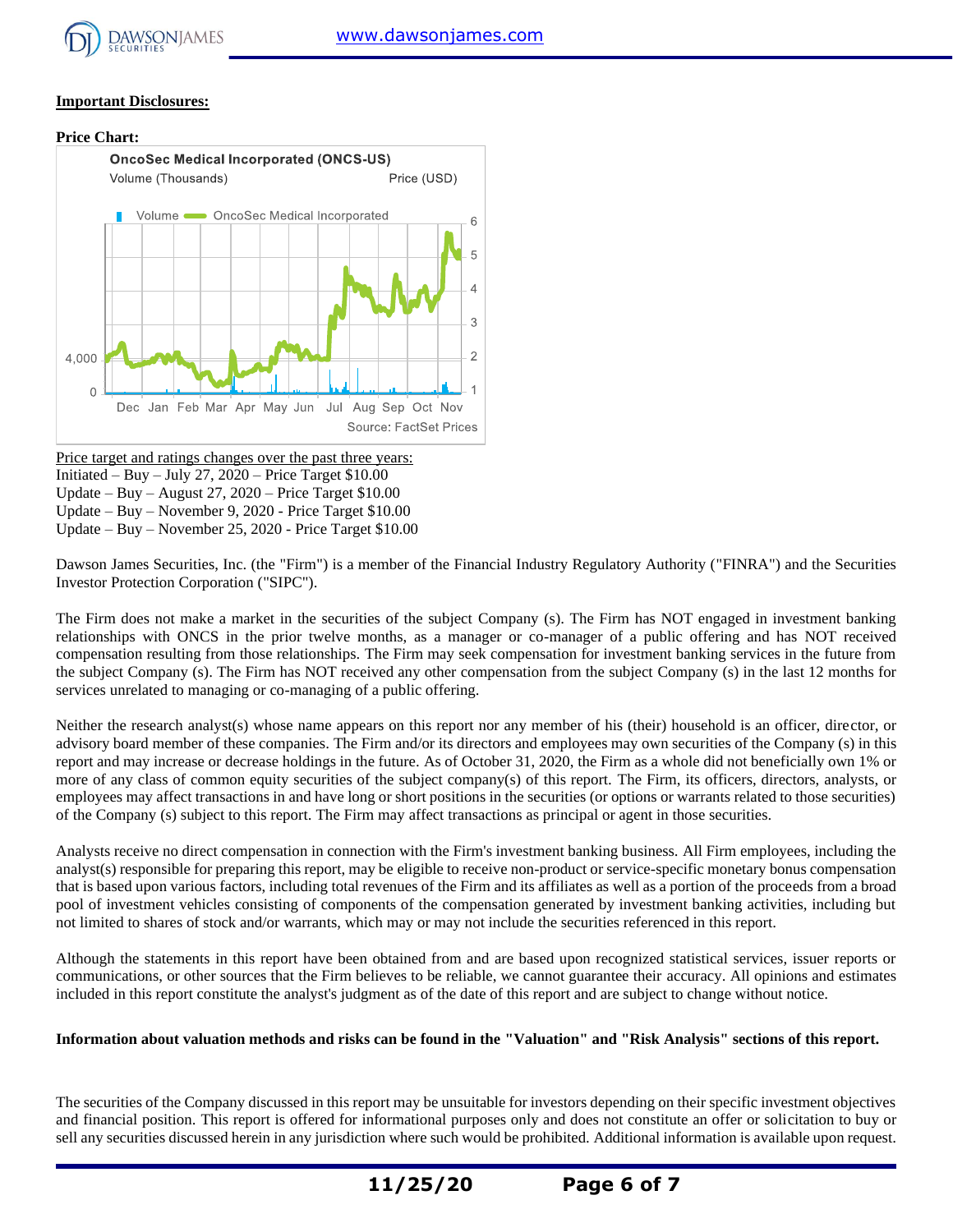**Important Disclosures:**

**Price Chart:**

OncoSec Medical Incorporated (ONCS-US)

Volume (Thousands) Price (USD)

Volume OncoSec Medical Incorporated

Dec Jan Feb Mar Apr May Jun Jul Aug Sep Oct Nov

Source: FactSet Prices

Price target and ratings changes over the past three years:
Initiated – Buy – July 27, 2020 – Price Target $10.00
Update – Buy – August 27, 2020 – Price Target $10.00
Update – Buy – November 9, 2020 - Price Target $10.00
Update – Buy – November 25, 2020 - Price Target $10.00

Dawson James Securities, Inc. (the "Firm") is a member of the Financial Industry Regulatory Authority ("FINRA") and the Securities Investor Protection Corporation ("SIPC").

The Firm does not make a market in the securities of the subject Company (s). The Firm has NOT engaged in investment banking relationships with ONCS in the prior twelve months, as a manager or co-manager of a public offering and has NOT received compensation resulting from those relationships. The Firm may seek compensation for investment banking services in the future from the subject Company (s). The Firm has NOT received any other compensation from the subject Company (s) in the last 12 months for services unrelated to managing or co-managing of a public offering.

Neither the research analyst(s) whose name appears on this report nor any member of his (their) household is an officer, director, or advisory board member of these companies. The Firm and/or its directors and employees may own securities of the Company (s) in this report and may increase or decrease holdings in the future. As of October 31, 2020, the Firm as a whole did not beneficially own 1% or more of any class of common equity securities of the subject company(s) of this report. The Firm, its officers, directors, analysts, or employees may affect transactions in and have long or short positions in the securities (or options or warrants related to those securities) of the Company (s) subject to this report. The Firm may affect transactions as principal or agent in those securities.

Analysts receive no direct compensation in connection with the Firm's investment banking business. All Firm employees, including the analyst(s) responsible for preparing this report, may be eligible to receive non-product or service-specific monetary bonus compensation that is based upon various factors, including total revenues of the Firm and its affiliates as well as a portion of the proceeds from a broad pool of investment vehicles consisting of components of the compensation generated by investment banking activities, including but not limited to shares of stock and/or warrants, which may or may not include the securities referenced in this report.

Although the statements in this report have been obtained from and are based upon recognized statistical services, issuer reports or communications, or other sources that the Firm believes to be reliable, we cannot guarantee their accuracy. All opinions and estimates included in this report constitute the analyst's judgment as of the date of this report and are subject to change without notice.

**Information about valuation methods and risks can be found in the "Valuation" and "Risk Analysis" sections of this report.**

The securities of the Company discussed in this report may be unsuitable for investors depending on their specific investment objectives and financial position. This report is offered for informational purposes only and does not constitute an offer or solicitation to buy or sell any securities discussed herein in any jurisdiction where such would be prohibited. Additional information is available upon request.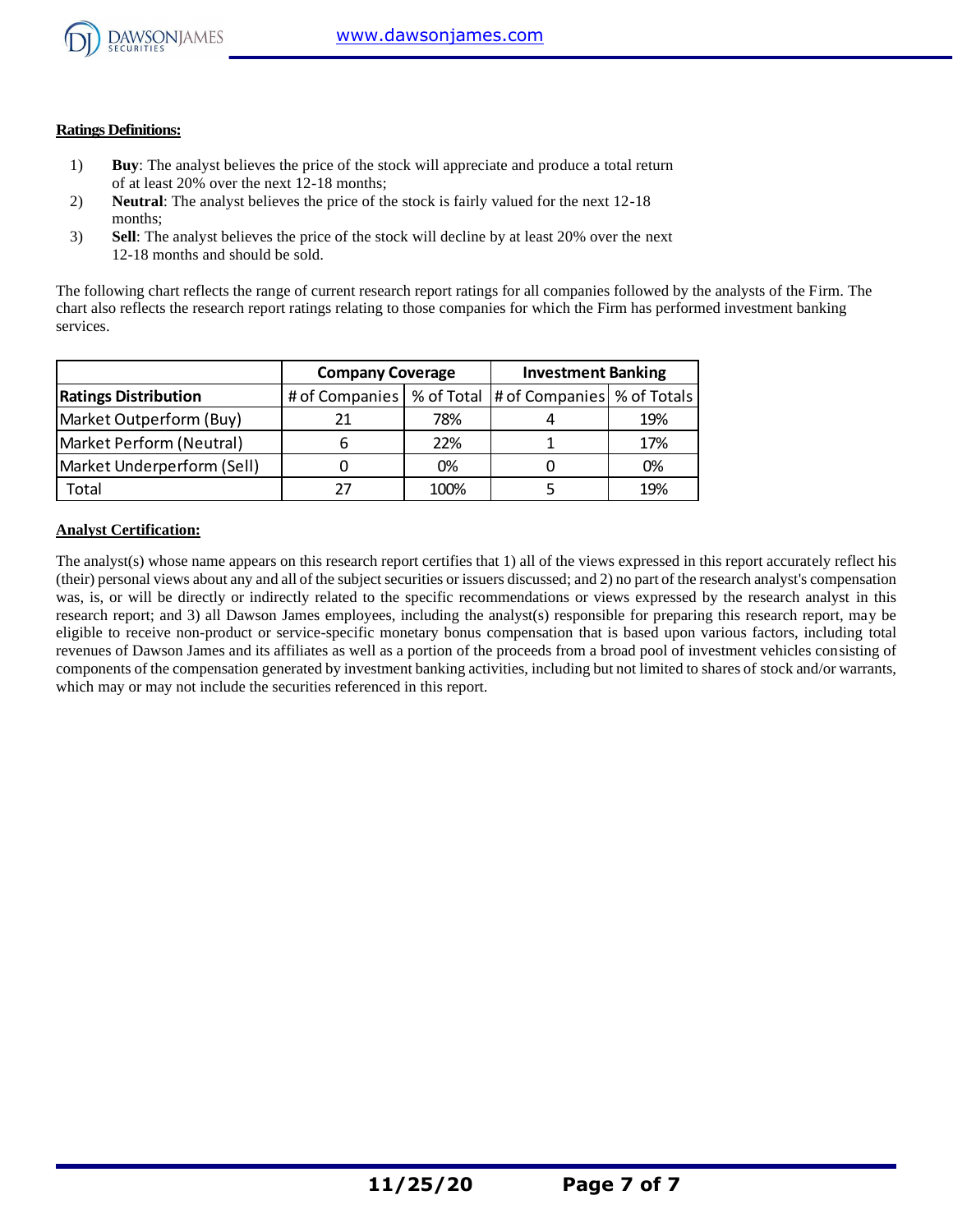**Ratings Definitions:**

1) **Buy**: The analyst believes the price of the stock will appreciate and produce a total return of at least 20% over the next 12-18 months;
2) **Neutral**: The analyst believes the price of the stock is fairly valued for the next 12-18 months;
3) **Sell**: The analyst believes the price of the stock will decline by at least 20% over the next 12-18 months and should be sold.

The following chart reflects the range of current research report ratings for all companies followed by the analysts of the Firm. The chart also reflects the research report ratings relating to those companies for which the Firm has performed investment banking services.

| | Company Coverage | | Investment Banking | |
|---|---|---|---|---|
| **Ratings Distribution** | # of Companies | % of Total | # of Companies | % of Totals |
| Market Outperform (Buy) | 21 | 78% | 4 | 19% |
| Market Perform (Neutral) | 6 | 22% | 1 | 17% |
| Market Underperform (Sell) | 0 | 0% | 0 | 0% |
| Total | 27 | 100% | 5 | 19% |

**Analyst Certification:**

The analyst(s) whose name appears on this research report certifies that 1) all of the views expressed in this report accurately reflect his (their) personal views about any and all of the subject securities or issuers discussed; and 2) no part of the research analyst's compensation was, is, or will be directly or indirectly related to the specific recommendations or views expressed by the research analyst in this research report; and 3) all Dawson James employees, including the analyst(s) responsible for preparing this research report, may be eligible to receive non-product or service-specific monetary bonus compensation that is based upon various factors, including total revenues of Dawson James and its affiliates as well as a portion of the proceeds from a broad pool of investment vehicles consisting of components of the compensation generated by investment banking activities, including but not limited to shares of stock and/or warrants, which may or may not include the securities referenced in this report.